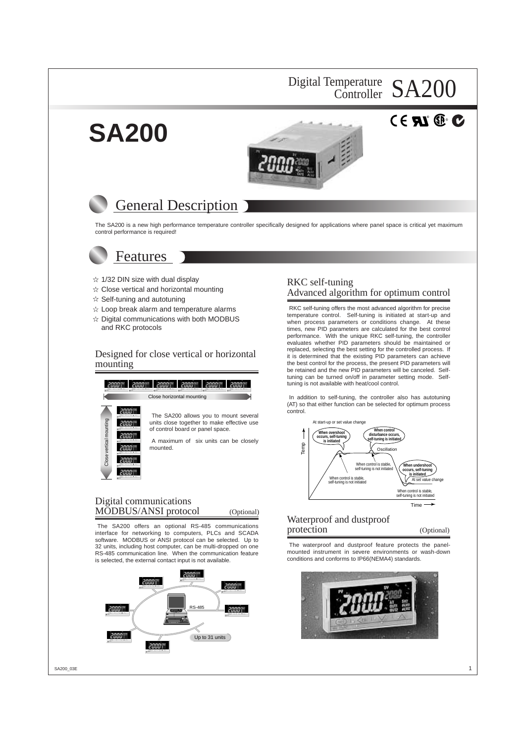# Digital Temperature Controller SA200

# SA200

## General Description

The SA200 is a new high performance temperature controller specifically designed for applications where panel space is critical yet maximum control performance is required!

## Features

- ☆ 1/32 DIN size with dual display
- ☆ Close vertical and horizontal mounting
- ☆ Self-tuning and autotuning
- ☆ Loop break alarm and temperature alarms
- ☆ Digital communications with both MODBUS and RKC protocols

### Designed for close vertical or horizontal mounting

Close horizontal mounting

Close vertical mounting

The SA200 allows you to mount several units close together to make effective use of control board or panel space.

A maximum of six units can be closely mounted.

### Digital communications MODBUS/ANSI protocol (Optional)

The SA200 offers an optional RS-485 communications interface for networking to computers, PLCs and SCADA software. MODBUS or ANSI protocol can be selected. Up to 32 units, including host computer, can be multi-dropped on one RS-485 communication line. When the communication feature is selected, the external contact input is not available.

RS-485

Up to 31 units

### RKC self-tuning Advanced algorithm for optimum control

RKC self-tuning offers the most advanced algorithm for precise temperature control. Self-tuning is initiated at start-up and when process parameters or conditions change. At these times, new PID parameters are calculated for the best control performance. With the unique RKC self-tuning, the controller evaluates whether PID parameters should be maintained or replaced, selecting the best setting for the controlled process. If it is determined that the existing PID parameters can achieve the best control for the process, the present PID parameters will be retained and the new PID parameters will be canceled. Self-tuning can be turned on/off in parameter setting mode. Self-tuning is not available with heat/cool control.

In addition to self-tuning, the controller also has autotuning (AT) so that either function can be selected for optimum process control.

At start-up or set value change

When overshoot occurs, self-tuning is initiated

When control disturbance occurs, self-tuning is initiated

Oscillation

When control is stable, self-tuning is not initiated

When undershoot occurs, self-tuning is initiated

At set value change

Temp

Time

### Waterproof and dustproof protection (Optional)

The waterproof and dustproof feature protects the panel-mounted instrument in severe environments or wash-down conditions and conforms to IP66(NEMA4) standards.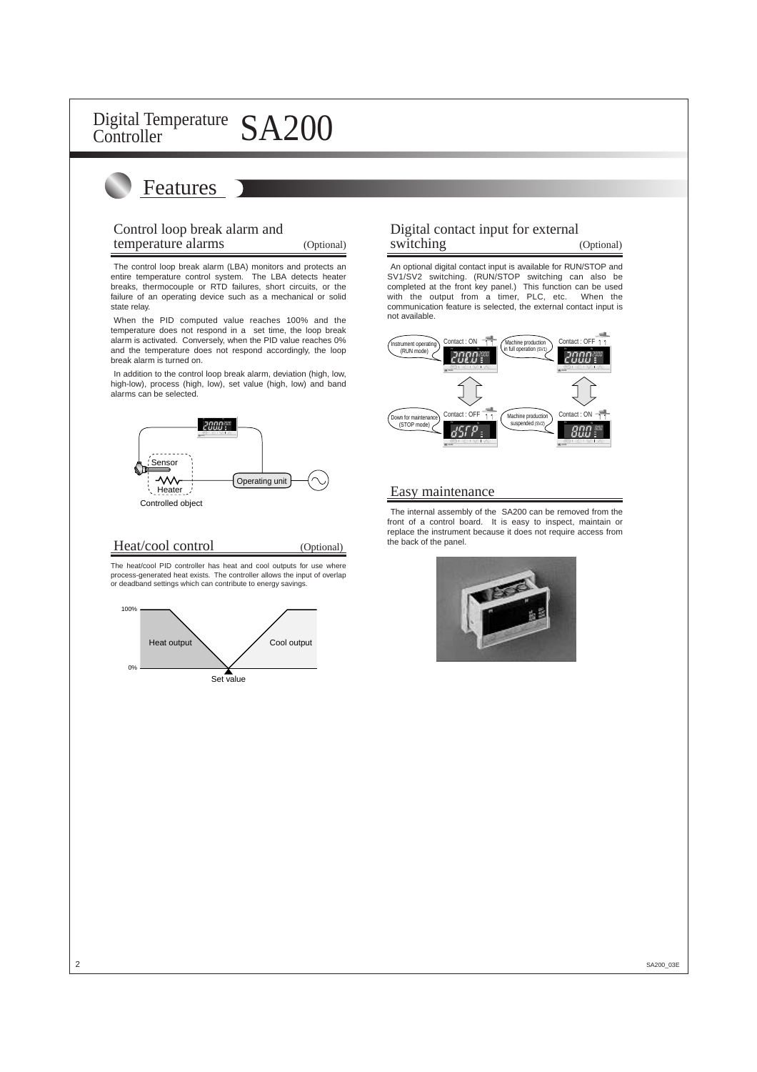# Digital Temperature Controller SA200

## Features

### Control loop break alarm and temperature alarms (Optional)

The control loop break alarm (LBA) monitors and protects an entire temperature control system. The LBA detects heater breaks, thermocouple or RTD failures, short circuits, or the failure of an operating device such as a mechanical or solid state relay.

When the PID computed value reaches 100% and the temperature does not respond in a set time, the loop break alarm is activated. Conversely, when the PID value reaches 0% and the temperature does not respond accordingly, the loop break alarm is turned on.

In addition to the control loop break alarm, deviation (high, low, high-low), process (high, low), set value (high, low) and band alarms can be selected.

Sensor

Heater

Operating unit

Controlled object

### Heat/cool control (Optional)

The heat/cool PID controller has heat and cool outputs for use where process-generated heat exists. The controller allows the input of overlap or deadband settings which can contribute to energy savings.

100%

Heat output

Cool output

0%

Set value

### Digital contact input for external switching (Optional)

An optional digital contact input is available for RUN/STOP and SV1/SV2 switching. (RUN/STOP switching can also be completed at the front key panel.) This function can be used with the output from a timer, PLC, etc. When the communication feature is selected, the external contact input is not available.

Instrument operating (RUN mode) — Contact : ON

Machine production in full operation (SV1) — Contact : OFF

Down for maintenance (STOP mode) — Contact : OFF

Machine production suspended (SV2) — Contact : ON

### Easy maintenance

The internal assembly of the SA200 can be removed from the front of a control board. It is easy to inspect, maintain or replace the instrument because it does not require access from the back of the panel.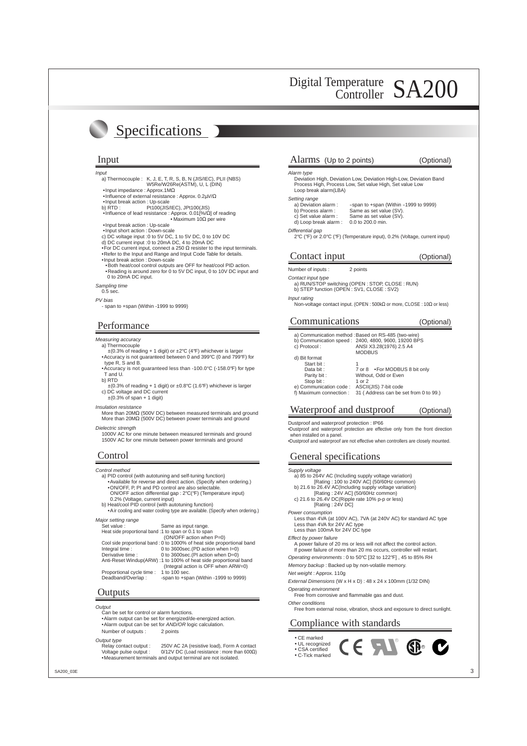# Specifications

## Input

*Input*

a) Thermocouple : K, J, E, T, R, S, B, N (JIS/IEC), PLII (NBS) W5Re/W26Re(ASTM), U, L (DIN)

- Input impedance : Approx.1MΩ
- Influence of external resistance : Approx. 0.2μV/Ω
- Input break action : Up-scale

b) RTD : Pt100(JIS/IEC), JPt100(JIS)

- Influence of lead resistance : Approx. 0.01[%/Ω] of reading
  - Maximum 10Ω per wire
- Input break action : Up-scale
- Input short action : Down-scale

c) DC voltage input :0 to 5V DC, 1 to 5V DC, 0 to 10V DC

d) DC current input :0 to 20mA DC, 4 to 20mA DC

- For DC current input, connect a 250 Ω resister to the input terminals.
- Refer to the Input and Range and Input Code Table for details.
- Input break action : Down-scale
  - Both heat/cool control outputs are OFF for heat/cool PID action.
  - Reading is around zero for 0 to 5V DC input, 0 to 10V DC input and 0 to 20mA DC input.

*Sampling time*

0.5 sec.

*PV bias*

- span to +span (Within -1999 to 9999)

## Performance

*Measuring accuracy*

a) Thermocouple

±(0.3% of reading + 1 digit) or ±2℃ (4℉) whichever is larger

- Accuracy is not guaranteed between 0 and 399℃ (0 and 799℉) for type R, S and B.
- Accuracy is not guaranteed less than -100.0℃ (-158.0℉) for type T and U.

b) RTD

±(0.3% of reading + 1 digit) or ±0.8℃ (1.6℉) whichever is larger

c) DC voltage and DC current

±(0.3% of span + 1 digit)

*Insulation resistance*

More than 20MΩ (500V DC) between measured terminals and ground
More than 20MΩ (500V DC) between power terminals and ground

*Dielectric strength*

1000V AC for one minute between measured terminals and ground
1500V AC for one minute between power terminals and ground

## Control

*Control method*

a) PID control (with autotuning and self-tuning function)

- Available for reverse and direct action. (Specify when ordering.)
- ON/OFF, P, PI and PD control are also selectable.
  ON/OFF action differential gap : 2°C(℉) (Temperature input)
  0.2% (Voltage, current input)

b) Heat/cool PID control (with autotuning function)

- Air cooling and water cooling type are available. (Specify when ordering.)

*Major setting range*

| | |
|---|---|
| Set value : | Same as input range. |
| Heat side proportional band : | 1 to span or 0.1 to span (ON/OFF action when P=0) |
| Cool side proportional band : | 0 to 1000% of heat side proportional band |
| Integral time : | 0 to 3600sec.(PD action when I=0) |
| Derivative time : | 0 to 3600sec.(PI action when D=0) |
| Anti-Reset Windup(ARW) : | 1 to 100% of heat side proportional band (Integral action is OFF when ARW=0) |
| Proportional cycle time : | 1 to 100 sec. |
| Deadband/Overlap : | -span to +span (Within -1999 to 9999) |

## Outputs

*Output*

Can be set for control or alarm functions.

- Alarm output can be set for energized/de-energized action.
- Alarm output can be set for *AND/OR* logic calculation.

Number of outputs : 2 points

*Output type*

Relay contact output : 250V AC 2A (resistive load), Form A contact
Voltage pulse output : 0/12V DC (Load resistance : more than 600Ω)

- Measurement terminals and output terminal are not isolated.

## Alarms (Up to 2 points) (Optional)

*Alarm type*

Deviation High, Deviation Low, Deviation High-Low, Deviation Band
Process High, Process Low, Set value High, Set value Low
Loop break alarm(LBA)

*Setting range*

| | |
|---|---|
| a) Deviation alarm : | -span to +span (Within -1999 to 9999) |
| b) Process alarm : | Same as set value (SV). |
| c) Set value alarm : | Same as set value (SV). |
| d) Loop break alarm : | 0.0 to 200.0 min. |

*Differential gap*

2℃ (℉) or 2.0℃ (℉) (Temperature input), 0.2% (Voltage, current input)

## Contact input (Optional)

Number of inputs : 2 points

*Contact input type*

a) RUN/STOP switching (OPEN : STOP, CLOSE : RUN)
b) STEP function (OPEN : SV1, CLOSE : SV2)

*Input rating*

Non-voltage contact input. (OPEN : 500kΩ or more, CLOSE : 10Ω or less)

## Communications (Optional)

| | |
|---|---|
| a) Communication method : | Based on RS-485 (two-wire) |
| b) Communication speed : | 2400, 4800, 9600, 19200 BPS |
| c) Protocol : | ANSI X3.28(1976) 2.5 A4 MODBUS |
| d) Bit format | |
| Start bit : | 1 |
| Data bit : | 7 or 8 • For MODBUS 8 bit only |
| Parity bit : | Without, Odd or Even |
| Stop bit : | 1 or 2 |
| e) Communication code : | ASCII(JIS) 7-bit code |
| f) Maximum connection : | 31 ( Address can be set from 0 to 99.) |

## Waterproof and dustproof (Optional)

Dustproof and waterproof protection : IP66

- Dustproof and waterproof protection are effective only from the front direction when installed on a panel.
- Dustproof and waterproof are not effective when controllers are closely mounted.

## General specifications

*Supply voltage*

a) 85 to 264V AC (Including supply voltage variation)
[Rating : 100 to 240V AC] (50/60Hz common)
b) 21.6 to 26.4V AC(Including supply voltage variation)
[Rating : 24V AC] (50/60Hz common)
c) 21.6 to 26.4V DC(Ripple rate 10% p-p or less)
[Rating : 24V DC]

*Power consumption*

Less than 4VA (at 100V AC), 7VA (at 240V AC) for standard AC type
Less than 4VA for 24V AC type
Less than 100mA for 24V DC type

*Effect by power failure*

A power failure of 20 ms or less will not affect the control action.
If power failure of more than 20 ms occurs, controller will restart.

*Operating environments* : 0 to 50℃ [32 to 122℉] , 45 to 85% RH

*Memory backup* : Backed up by non-volatile memory.

*Net weight* : Approx. 110g

*External Dimensions* (W x H x D) : 48 x 24 x 100mm (1/32 DIN)

*Operating environment*

Free from corrosive and flammable gas and dust.

*Other conditions*

Free from external noise, vibration, shock and exposure to direct sunlight.

## Compliance with standards

- CE marked
- UL recognized
- CSA certified
- C-Tick marked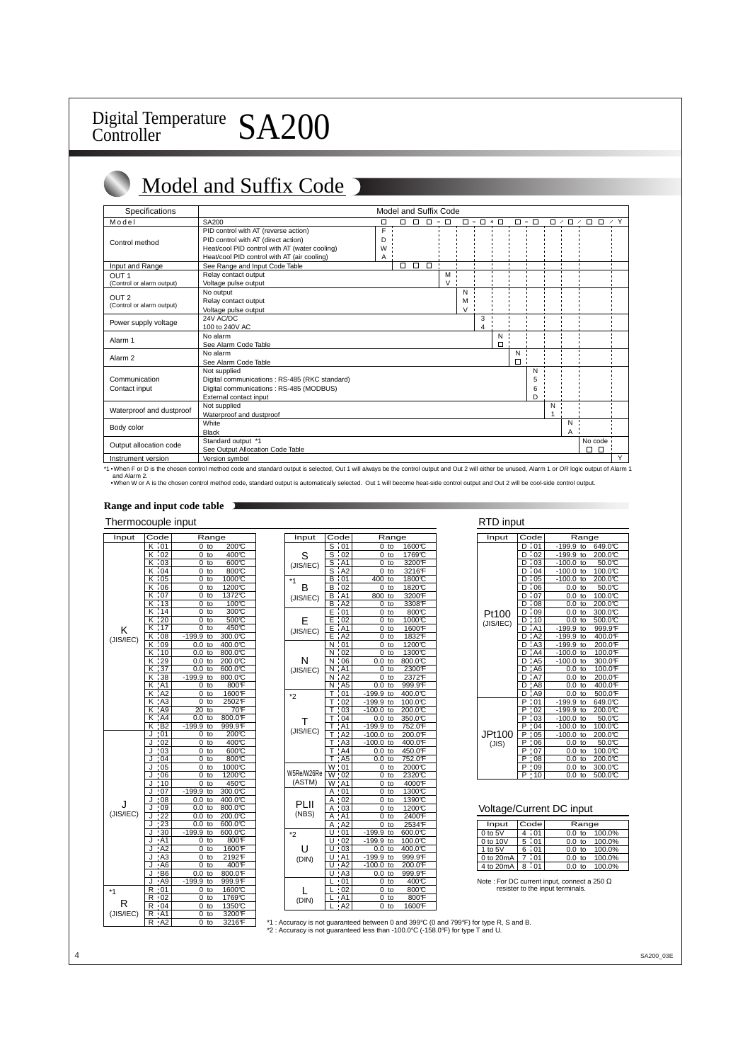# Digital Temperature Controller SA200

## Model and Suffix Code

| Specifications | | Model and Suffix Code |
|---|---|---|
| Model | SA200 | □ □□□ - □ □ - □ □ □ □ - □ □ / □ / □□ / Y |
| Control method | PID control with AT (reverse action) | F |
| | PID control with AT (direct action) | D |
| | Heat/cool PID control with AT (water cooling) | W |
| | Heat/cool PID control with AT (air cooling) | A |
| Input and Range | See Range and Input Code Table | □□□ |
| OUT 1 (Control or alarm output) | Relay contact output | M |
| | Voltage pulse output | V |
| OUT 2 (Control or alarm output) | No output | N |
| | Relay contact output | M |
| | Voltage pulse output | V |
| Power supply voltage | 24V AC/DC | 3 |
| | 100 to 240V AC | 4 |
| Alarm 1 | No alarm | N |
| | See Alarm Code Table | □ |
| Alarm 2 | No alarm | N |
| | See Alarm Code Table | □ |
| Communication / Contact input | Not supplied | N |
| | Digital communications : RS-485 (RKC standard) | 5 |
| | Digital communications : RS-485 (MODBUS) | 6 |
| | External contact input | D |
| Waterproof and dustproof | Not supplied | N |
| | Waterproof and dustproof | 1 |
| Body color | White | N |
| | Black | A |
| Output allocation code | Standard output *1 | No code |
| | See Output Allocation Code Table | □□ |
| Instrument version | Version symbol | Y |

*1 • When F or D is the chosen control method code and standard output is selected, Out 1 will always be the control output and Out 2 will either be unused, Alarm 1 or *OR* logic output of Alarm 1 and Alarm 2.
• When W or A is the chosen control method code, standard output is automatically selected. Out 1 will become heat-side control output and Out 2 will be cool-side control output.

### Range and input code table

#### Thermocouple input

| Input | Code | Range |
|---|---|---|
| K (JIS/IEC) | K 01 | 0 to 200℃ |
| | K 02 | 0 to 400℃ |
| | K 03 | 0 to 600℃ |
| | K 04 | 0 to 800℃ |
| | K 05 | 0 to 1000℃ |
| | K 06 | 0 to 1200℃ |
| | K 07 | 0 to 1372℃ |
| | K 13 | 0 to 100℃ |
| | K 14 | 0 to 300℃ |
| | K 20 | 0 to 500℃ |
| | K 17 | 0 to 450℃ |
| | K 08 | -199.9 to 300.0℃ |
| | K 09 | 0.0 to 400.0℃ |
| | K 10 | 0.0 to 800.0℃ |
| | K 29 | 0.0 to 200.0℃ |
| | K 37 | 0.0 to 600.0℃ |
| | K 38 | -199.9 to 800.0℃ |
| | K A1 | 0 to 800℉ |
| | K A2 | 0 to 1600℉ |
| | K A3 | 0 to 2502℉ |
| | K A9 | 20 to 70℉ |
| | K A4 | 0.0 to 800.0℉ |
| | K B2 | -199.9 to 999.9℉ |
| J (JIS/IEC) | J 01 | 0 to 200℃ |
| | J 02 | 0 to 400℃ |
| | J 03 | 0 to 600℃ |
| | J 04 | 0 to 800℃ |
| | J 05 | 0 to 1000℃ |
| | J 06 | 0 to 1200℃ |
| | J 10 | 0 to 450℃ |
| | J 07 | -199.9 to 300.0℃ |
| | J 08 | 0.0 to 400.0℃ |
| | J 09 | 0.0 to 800.0℃ |
| | J 22 | 0.0 to 200.0℃ |
| | J 23 | 0.0 to 600.0℃ |
| | J 30 | -199.9 to 600.0℃ |
| | J A1 | 0 to 800℉ |
| | J A2 | 0 to 1600℉ |
| | J A3 | 0 to 2192℉ |
| | J A6 | 0 to 400℉ |
| | J B6 | 0.0 to 800.0℉ |
| | J A9 | -199.9 to 999.9℉ |
| *1 R (JIS/IEC) | R 01 | 0 to 1600℃ |
| | R 02 | 0 to 1769℃ |
| | R 04 | 0 to 1350℃ |
| | R A1 | 0 to 3200℉ |
| | R A2 | 0 to 3216℉ |

| Input | Code | Range |
|---|---|---|
| S (JIS/IEC) | S 01 | 0 to 1600℃ |
| | S 02 | 0 to 1769℃ |
| | S A1 | 0 to 3200℉ |
| | S A2 | 0 to 3216℉ |
| *1 B (JIS/IEC) | B 01 | 400 to 1800℃ |
| | B 02 | 0 to 1820℃ |
| | B A1 | 800 to 3200℉ |
| | B A2 | 0 to 3308℉ |
| E (JIS/IEC) | E 01 | 0 to 800℃ |
| | E 02 | 0 to 1000℃ |
| | E A1 | 0 to 1600℉ |
| | E A2 | 0 to 1832℉ |
| N (JIS/IEC) | N 01 | 0 to 1200℃ |
| | N 02 | 0 to 1300℃ |
| | N 06 | 0.0 to 800.0℃ |
| | N A1 | 0 to 2300℉ |
| | N A2 | 0 to 2372℉ |
| | N A5 | 0.0 to 999.9℉ |
| *2 T (JIS/IEC) | T 01 | -199.9 to 400.0℃ |
| | T 02 | -199.9 to 100.0℃ |
| | T 03 | -100.0 to 200.0℃ |
| | T 04 | 0.0 to 350.0℃ |
| | T A1 | -199.9 to 752.0℉ |
| | T A2 | -100.0 to 200.0℉ |
| | T A3 | -100.0 to 400.0℉ |
| | T A4 | 0.0 to 450.0℉ |
| | T A5 | 0.0 to 752.0℉ |
| W5Re/W26Re (ASTM) | W 01 | 0 to 2000℃ |
| | W 02 | 0 to 2320℃ |
| | W A1 | 0 to 4000℉ |
| PLII (NBS) | A 01 | 0 to 1300℃ |
| | A 02 | 0 to 1390℃ |
| | A 03 | 0 to 1200℃ |
| | A A1 | 0 to 2400℉ |
| | A A2 | 0 to 2534℉ |
| *2 U (DIN) | U 01 | -199.9 to 600.0℃ |
| | U 02 | -199.9 to 100.0℃ |
| | U 03 | 0.0 to 400.0℃ |
| | U A1 | -199.9 to 999.9℉ |
| | U A2 | -100.0 to 200.0℉ |
| | U A3 | 0.0 to 999.9℉ |
| L (DIN) | L 01 | 0 to 400℃ |
| | L 02 | 0 to 800℃ |
| | L A1 | 0 to 800℉ |
| | L A2 | 0 to 1600℉ |

*1 : Accuracy is not guaranteed between 0 and 399°C (0 and 799℉) for type R, S and B.
*2 : Accuracy is not guaranteed less than -100.0°C (-158.0℉) for type T and U.

#### RTD input

| Input | Code | Range |
|---|---|---|
| Pt100 (JIS/IEC) | D 01 | -199.9 to 649.0℃ |
| | D 02 | -199.9 to 200.0℃ |
| | D 03 | -100.0 to 50.0℃ |
| | D 04 | -100.0 to 100.0℃ |
| | D 05 | -100.0 to 200.0℃ |
| | D 06 | 0.0 to 50.0℃ |
| | D 07 | 0.0 to 100.0℃ |
| | D 08 | 0.0 to 200.0℃ |
| | D 09 | 0.0 to 300.0℃ |
| | D 10 | 0.0 to 500.0℃ |
| | D A1 | -199.9 to 999.9℉ |
| | D A2 | -199.9 to 400.0℉ |
| | D A3 | -199.9 to 200.0℉ |
| | D A4 | -100.0 to 100.0℉ |
| | D A5 | -100.0 to 300.0℉ |
| | D A6 | 0.0 to 100.0℉ |
| | D A7 | 0.0 to 200.0℉ |
| | D A8 | 0.0 to 400.0℉ |
| | D A9 | 0.0 to 500.0℉ |
| JPt100 (JIS) | P 01 | -199.9 to 649.0℃ |
| | P 02 | -199.9 to 200.0℃ |
| | P 03 | -100.0 to 50.0℃ |
| | P 04 | -100.0 to 100.0℃ |
| | P 05 | -100.0 to 200.0℃ |
| | P 06 | 0.0 to 50.0℃ |
| | P 07 | 0.0 to 100.0℃ |
| | P 08 | 0.0 to 200.0℃ |
| | P 09 | 0.0 to 300.0℃ |
| | P 10 | 0.0 to 500.0℃ |

#### Voltage/Current DC input

| Input | Code | Range |
|---|---|---|
| 0 to 5V | 4 01 | 0.0 to 100.0% |
| 0 to 10V | 5 01 | 0.0 to 100.0% |
| 1 to 5V | 6 01 | 0.0 to 100.0% |
| 0 to 20mA | 7 01 | 0.0 to 100.0% |
| 4 to 20mA | 8 01 | 0.0 to 100.0% |

Note : For DC current input, connect a 250 Ω resister to the input terminals.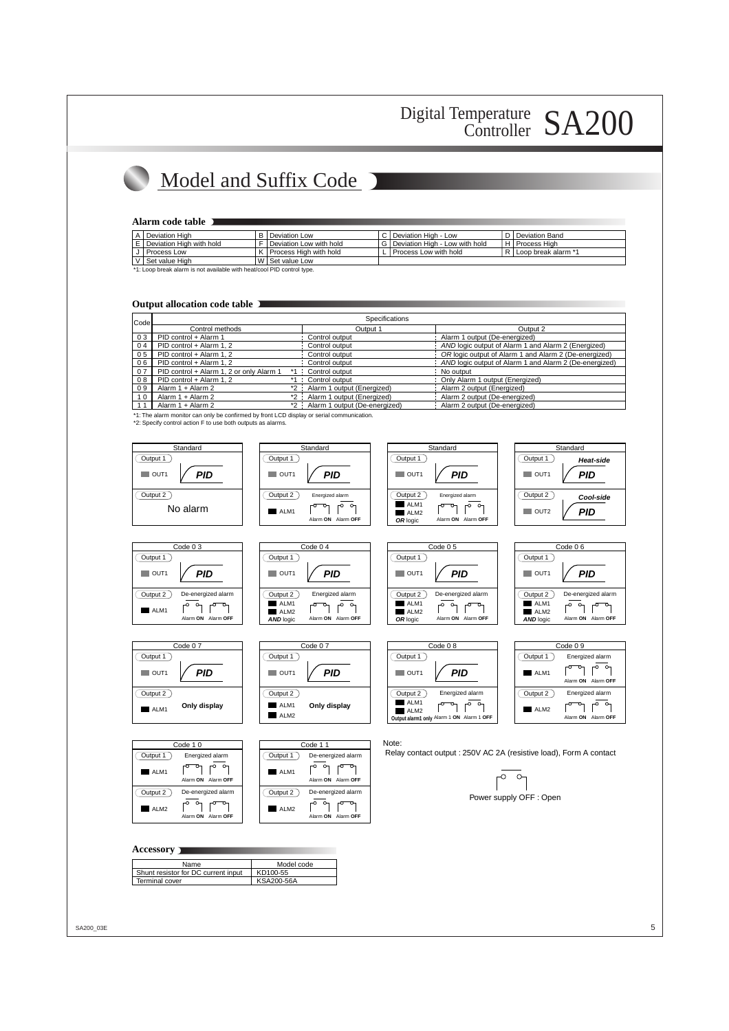# Model and Suffix Code

## Alarm code table

| | | | | | | | |
|---|---|---|---|---|---|---|---|
| A | Deviation High | B | Deviation Low | C | Deviation High - Low | D | Deviation Band |
| E | Deviation High with hold | F | Deviation Low with hold | G | Deviation High - Low with hold | H | Process High |
| J | Process Low | K | Process High with hold | L | Process Low with hold | R | Loop break alarm *1 |
| V | Set value High | W | Set value Low | | | | |

*1: Loop break alarm is not available with heat/cool PID control type.

## Output allocation code table

| Code | Specifications | | |
|---|---|---|---|
| | Control methods | Output 1 | Output 2 |
| 0 3 | PID control + Alarm 1 | Control output | Alarm 1 output (De-energized) |
| 0 4 | PID control + Alarm 1, 2 | Control output | *AND* logic output of Alarm 1 and Alarm 2 (Energized) |
| 0 5 | PID control + Alarm 1, 2 | Control output | *OR* logic output of Alarm 1 and Alarm 2 (De-energized) |
| 0 6 | PID control + Alarm 1, 2 | Control output | *AND* logic output of Alarm 1 and Alarm 2 (De-energized) |
| 0 7 | PID control + Alarm 1, 2 or only Alarm 1 *1 | Control output | No output |
| 0 8 | PID control + Alarm 1, 2 *1 | Control output | Only Alarm 1 output (Energized) |
| 0 9 | Alarm 1 + Alarm 2 *2 | Alarm 1 output (Energized) | Alarm 2 output (Energized) |
| 1 0 | Alarm 1 + Alarm 2 *2 | Alarm 1 output (Energized) | Alarm 2 output (De-energized) |
| 1 1 | Alarm 1 + Alarm 2 *2 | Alarm 1 output (De-energized) | Alarm 2 output (De-energized) |

*1: The alarm monitor can only be confirmed by front LCD display or serial communication.
*2: Specify control action F to use both outputs as alarms.

| Standard | Output 1 | Output 2 |
|---|---|---|
| Standard | OUT1: PID | No alarm |
| Standard | OUT1: PID | ALM1: Energized alarm (Alarm ON / Alarm OFF) |
| Standard | OUT1: PID | ALM1, ALM2 *OR* logic: Energized alarm (Alarm ON / Alarm OFF) |
| Standard | OUT1: *Heat-side* PID | OUT2: *Cool-side* PID |
| Code 0 3 | OUT1: PID | ALM1: De-energized alarm (Alarm ON / Alarm OFF) |
| Code 0 4 | OUT1: PID | ALM1, ALM2 *AND* logic: Energized alarm (Alarm ON / Alarm OFF) |
| Code 0 5 | OUT1: PID | ALM1, ALM2 *OR* logic: De-energized alarm (Alarm ON / Alarm OFF) |
| Code 0 6 | OUT1: PID | ALM1, ALM2 *AND* logic: De-energized alarm (Alarm ON / Alarm OFF) |
| Code 0 7 | OUT1: PID | ALM1: Only display |
| Code 0 7 | OUT1: PID | ALM1, ALM2: Only display |
| Code 0 8 | OUT1: PID | ALM1, ALM2 Output alarm1 only: Energized alarm (Alarm 1 ON / Alarm 1 OFF) |
| Code 0 9 | ALM1: Energized alarm (Alarm ON / Alarm OFF) | ALM2: Energized alarm (Alarm ON / Alarm OFF) |
| Code 1 0 | ALM1: Energized alarm (Alarm ON / Alarm OFF) | ALM2: De-energized alarm (Alarm ON / Alarm OFF) |
| Code 1 1 | ALM1: De-energized alarm (Alarm ON / Alarm OFF) | ALM2: De-energized alarm (Alarm ON / Alarm OFF) |

Note:
Relay contact output : 250V AC 2A (resistive load), Form A contact

Power supply OFF : Open

## Accessory

| Name | Model code |
|---|---|
| Shunt resistor for DC current input | KD100-55 |
| Terminal cover | KSA200-56A |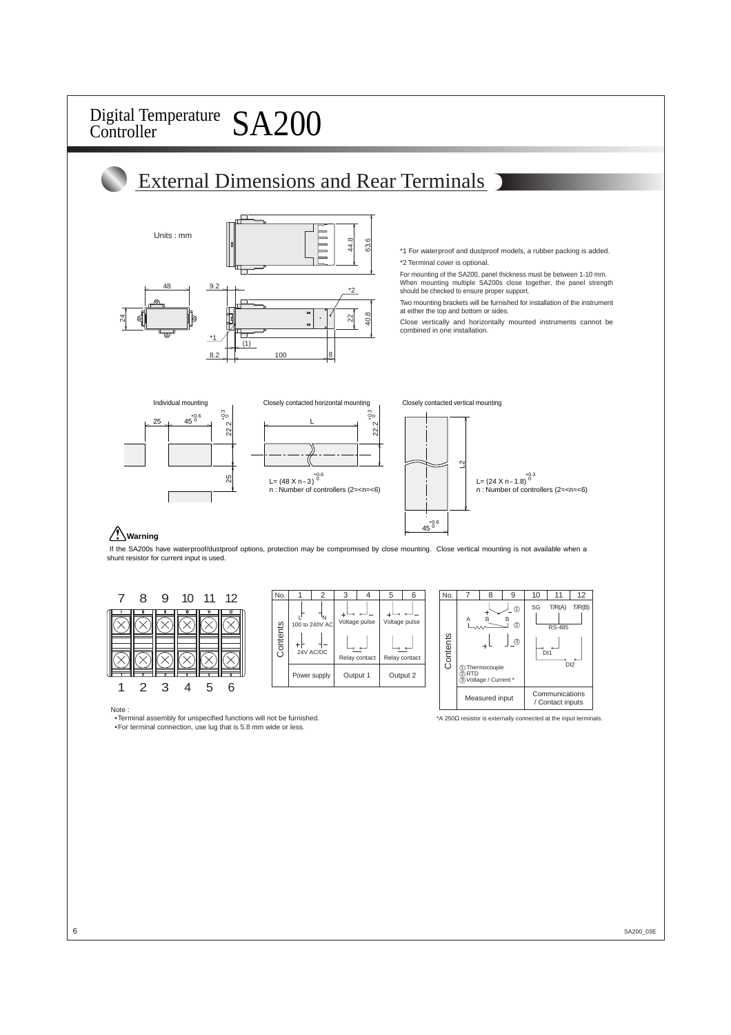# Digital Temperature Controller SA200

## External Dimensions and Rear Terminals

Units : mm

44.8
63.6
48
9.2
*2
24
22
40.8
*1
(1)
8.2
100
8

*1 For waterproof and dustproof models, a rubber packing is added.

*2 Terminal cover is optional.

For mounting of the SA200, panel thickness must be between 1-10 mm. When mounting multiple SA200s close together, the panel strength should be checked to ensure proper support.

Two mounting brackets will be furnished for installation of the instrument at either the top and bottom or sides.

Close vertically and horizontally mounted instruments cannot be combined in one installation.

Individual mounting

25
$45^{+0.6}_{0}$
$22.2^{+0.3}_{0}$
25

Closely contacted horizontal mounting

L
$22.2^{+0.3}_{0}$

L= $(48 \times n - 3)^{+0.6}_{0}$

n : Number of controllers (2=<n=<6)

Closely contacted vertical mounting

L2
$45^{+0.6}_{0}$

L= $(24 \times n - 1.8)^{+0.3}_{0}$

n : Number of controllers (2=<n=<6)

**Warning**

If the SA200s have waterproof/dustproof options, protection may be compromised by close mounting. Close vertical mounting is not available when a shunt resistor for current input is used.

7 8 9 10 11 12

1 2 3 4 5 6

| No. | 1 | 2 | 3 | 4 | 5 | 6 |
|---|---|---|---|---|---|---|
| Contents | L N 100 to 240V AC / + − 24V AC/DC | | + − Voltage pulse / Relay contact | | + − Voltage pulse / Relay contact | |
| | Power supply | | Output 1 | | Output 2 | |

| No. | 7 | 8 | 9 | 10 | 11 | 12 |
|---|---|---|---|---|---|---|
| Contents | + − ① / A B B ② / + − ③ | | | SG T/R(A) T/R(B) RS-485 / DI1 DI2 | | |
| | ① Thermocouple ② RTD ③ Voltage / Current * | | | | | |
| | Measured input | | | Communications / Contact inputs | | |

*A 250Ω resistor is externally connected at the input terminals.

Note :

- Terminal assembly for unspecified functions will not be furnished.
- For terminal connection, use lug that is 5.8 mm wide or less.